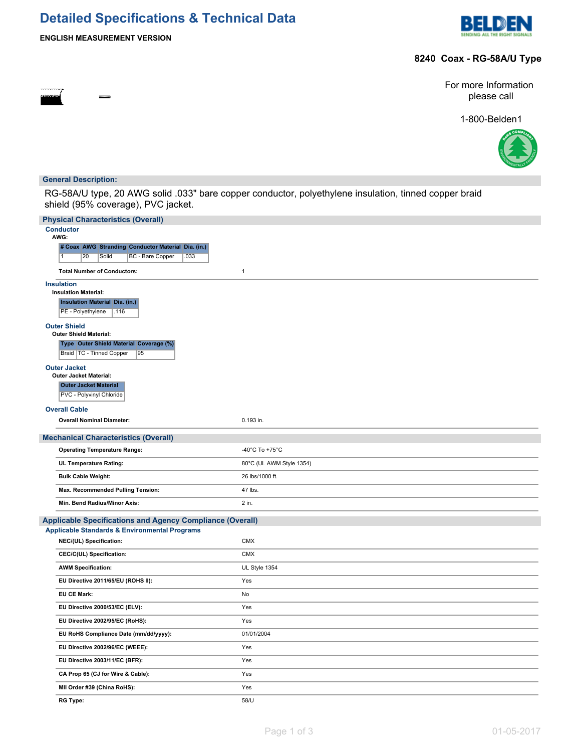# Detailed Specifications & Technical Data

**ENGLISH MEASUREMENT VERSION**

**8240 Coax - RG-58A/U Type**

For more Information please call

1-800-Belden1

## General Description:

RG-58A/U type, 20 AWG solid .033" bare copper conductor, polyethylene insulation, tinned copper braid shield (95% coverage), PVC jacket.

## Physical Characteristics (Overall)

### Conductor

**AWG:**

| # Coax | AWG | Stranding | Conductor Material | Dia. (in.) |
|---|---|---|---|---|
| 1 | 20 | Solid | BC - Bare Copper | .033 |

| | |
|---|---|
| **Total Number of Conductors:** | 1 |

### Insulation

**Insulation Material:**

| Insulation Material | Dia. (in.) |
|---|---|
| PE - Polyethylene | .116 |

### Outer Shield

**Outer Shield Material:**

| Type | Outer Shield Material | Coverage (%) |
|---|---|---|
| Braid | TC - Tinned Copper | 95 |

### Outer Jacket

**Outer Jacket Material:**

| Outer Jacket Material |
|---|
| PVC - Polyvinyl Chloride |

### Overall Cable

| | |
|---|---|
| **Overall Nominal Diameter:** | 0.193 in. |

## Mechanical Characteristics (Overall)

| | |
|---|---|
| **Operating Temperature Range:** | -40°C To +75°C |
| **UL Temperature Rating:** | 80°C (UL AWM Style 1354) |
| **Bulk Cable Weight:** | 26 lbs/1000 ft. |
| **Max. Recommended Pulling Tension:** | 47 lbs. |
| **Min. Bend Radius/Minor Axis:** | 2 in. |

## Applicable Specifications and Agency Compliance (Overall)

### Applicable Standards & Environmental Programs

| | |
|---|---|
| **NEC/(UL) Specification:** | CMX |
| **CEC/C(UL) Specification:** | CMX |
| **AWM Specification:** | UL Style 1354 |
| **EU Directive 2011/65/EU (ROHS II):** | Yes |
| **EU CE Mark:** | No |
| **EU Directive 2000/53/EC (ELV):** | Yes |
| **EU Directive 2002/95/EC (RoHS):** | Yes |
| **EU RoHS Compliance Date (mm/dd/yyyy):** | 01/01/2004 |
| **EU Directive 2002/96/EC (WEEE):** | Yes |
| **EU Directive 2003/11/EC (BFR):** | Yes |
| **CA Prop 65 (CJ for Wire & Cable):** | Yes |
| **MII Order #39 (China RoHS):** | Yes |
| **RG Type:** | 58/U |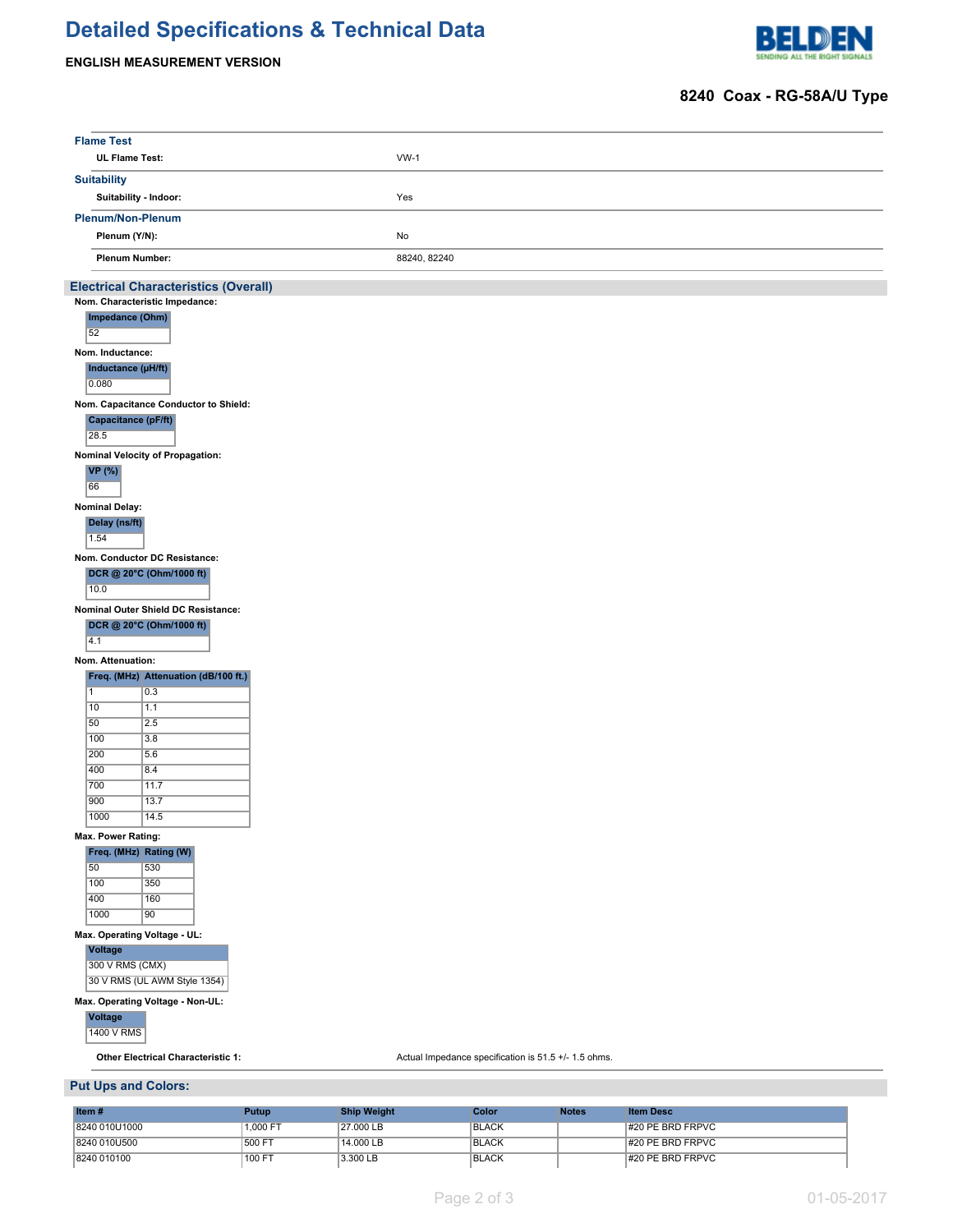# Detailed Specifications & Technical Data

**ENGLISH MEASUREMENT VERSION**

## 8240 Coax - RG-58A/U Type

### Flame Test

| | |
|---|---|
| **UL Flame Test:** | VW-1 |

### Suitability

| | |
|---|---|
| **Suitability - Indoor:** | Yes |

### Plenum/Non-Plenum

| | |
|---|---|
| **Plenum (Y/N):** | No |
| **Plenum Number:** | 88240, 82240 |

## Electrical Characteristics (Overall)

**Nom. Characteristic Impedance:**

| Impedance (Ohm) |
|---|
| 52 |

**Nom. Inductance:**

| Inductance (µH/ft) |
|---|
| 0.080 |

**Nom. Capacitance Conductor to Shield:**

| Capacitance (pF/ft) |
|---|
| 28.5 |

**Nominal Velocity of Propagation:**

| VP (%) |
|---|
| 66 |

**Nominal Delay:**

| Delay (ns/ft) |
|---|
| 1.54 |

**Nom. Conductor DC Resistance:**

| DCR @ 20°C (Ohm/1000 ft) |
|---|
| 10.0 |

**Nominal Outer Shield DC Resistance:**

| DCR @ 20°C (Ohm/1000 ft) |
|---|
| 4.1 |

**Nom. Attenuation:**

| Freq. (MHz) | Attenuation (dB/100 ft.) |
|---|---|
| 1 | 0.3 |
| 10 | 1.1 |
| 50 | 2.5 |
| 100 | 3.8 |
| 200 | 5.6 |
| 400 | 8.4 |
| 700 | 11.7 |
| 900 | 13.7 |
| 1000 | 14.5 |

**Max. Power Rating:**

| Freq. (MHz) | Rating (W) |
|---|---|
| 50 | 530 |
| 100 | 350 |
| 400 | 160 |
| 1000 | 90 |

**Max. Operating Voltage - UL:**

| Voltage |
|---|
| 300 V RMS (CMX) |
| 30 V RMS (UL AWM Style 1354) |

**Max. Operating Voltage - Non-UL:**

| Voltage |
|---|
| 1400 V RMS |

| | |
|---|---|
| **Other Electrical Characteristic 1:** | Actual Impedance specification is 51.5 +/- 1.5 ohms. |

## Put Ups and Colors:

| Item # | Putup | Ship Weight | Color | Notes | Item Desc |
|---|---|---|---|---|---|
| 8240 010U1000 | 1,000 FT | 27.000 LB | BLACK | | #20 PE BRD FRPVC |
| 8240 010U500 | 500 FT | 14.000 LB | BLACK | | #20 PE BRD FRPVC |
| 8240 010100 | 100 FT | 3.300 LB | BLACK | | #20 PE BRD FRPVC |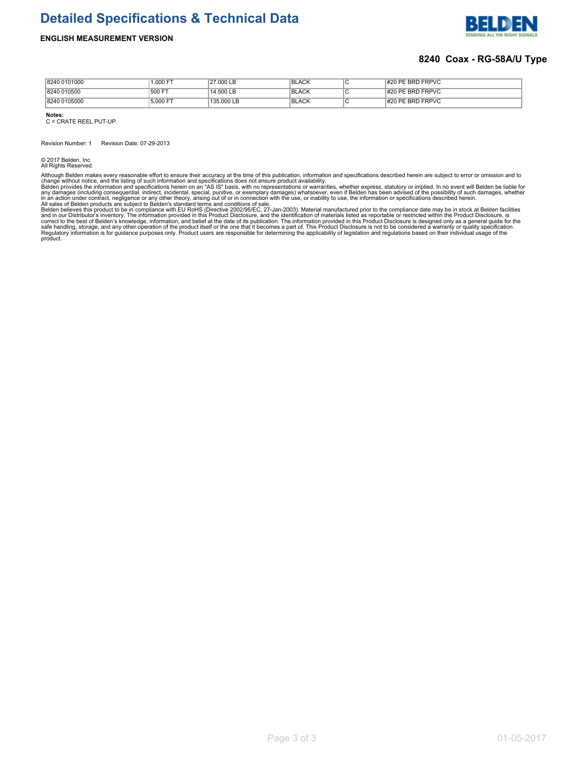| | | | | | |
|---|---|---|---|---|---|
| 8240 0101000 | 1,000 FT | 27.000 LB | BLACK | C | #20 PE BRD FRPVC |
| 8240 010500 | 500 FT | 14.500 LB | BLACK | C | #20 PE BRD FRPVC |
| 8240 0105000 | 5,000 FT | 135.000 LB | BLACK | C | #20 PE BRD FRPVC |

**Notes:**
C = CRATE REEL PUT-UP.

Revision Number: 1 Revision Date: 07-29-2013

© 2017 Belden, Inc
All Rights Reserved.

Although Belden makes every reasonable effort to ensure their accuracy at the time of this publication, information and specifications described herein are subject to error or omission and to change without notice, and the listing of such information and specifications does not ensure product availability.
Belden provides the information and specifications herein on an "AS IS" basis, with no representations or warranties, whether express, statutory or implied. In no event will Belden be liable for any damages (including consequential, indirect, incidental, special, punitive, or exemplary damages) whatsoever, even if Belden has been advised of the possibility of such damages, whether in an action under contract, negligence or any other theory, arising out of or in connection with the use, or inability to use, the information or specifications described herein.
All sales of Belden products are subject to Belden's standard terms and conditions of sale.
Belden believes this product to be in compliance with EU RoHS (Directive 2002/95/EC, 27-Jan-2003). Material manufactured prior to the compliance date may be in stock at Belden facilities and in our Distributor's inventory. The information provided in this Product Disclosure, and the identification of materials listed as reportable or restricted within the Product Disclosure, is correct to the best of Belden's knowledge, information, and belief at the date of its publication. The information provided in this Product Disclosure is designed only as a general guide for the safe handling, storage, and any other operation of the product itself or the one that it becomes a part of. This Product Disclosure is not to be considered a warranty or quality specification. Regulatory information is for guidance purposes only. Product users are responsible for determining the applicability of legislation and regulations based on their individual usage of the product.